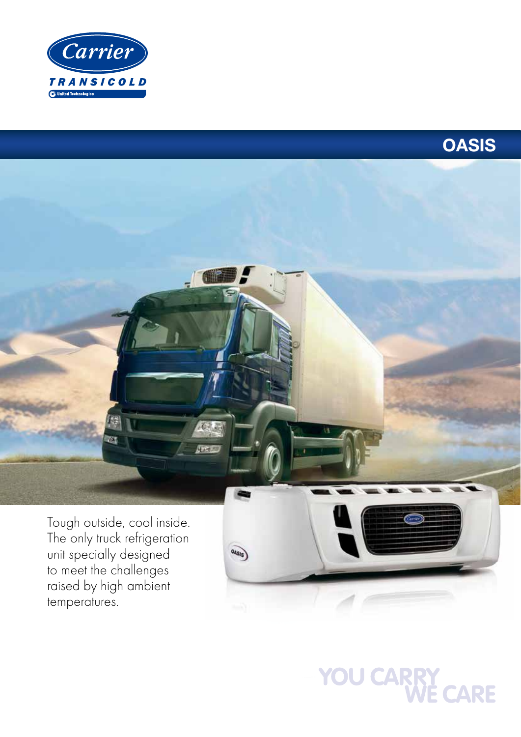Carrier

TRANSICOLD

United Technologies

# OASIS

Tough outside, cool inside. The only truck refrigeration unit specially designed to meet the challenges raised by high ambient temperatures.

YOU CARRY WE CARE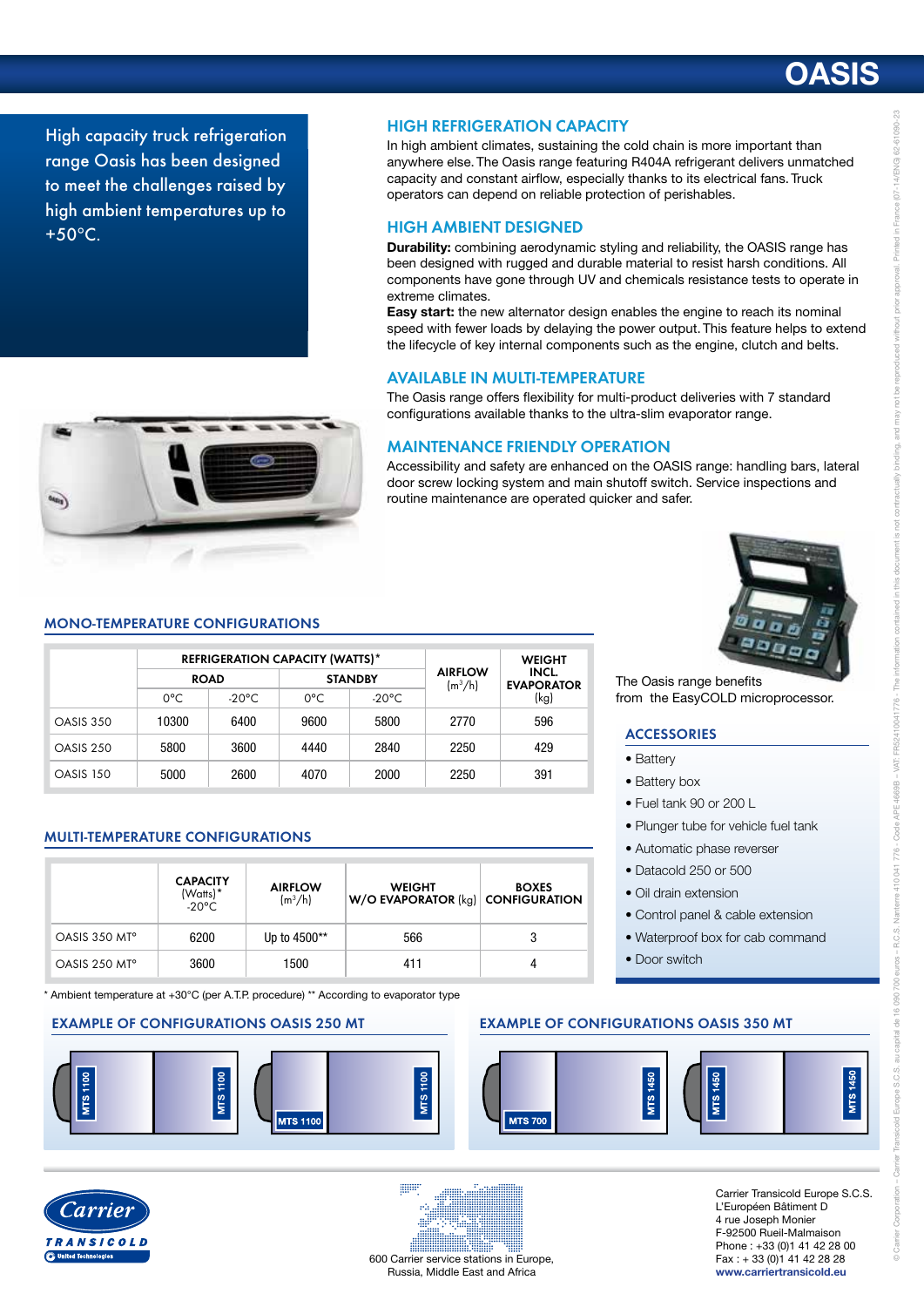# OASIS

High capacity truck refrigeration range Oasis has been designed to meet the challenges raised by high ambient temperatures up to +50°C.

## HIGH REFRIGERATION CAPACITY

In high ambient climates, sustaining the cold chain is more important than anywhere else. The Oasis range featuring R404A refrigerant delivers unmatched capacity and constant airflow, especially thanks to its electrical fans. Truck operators can depend on reliable protection of perishables.

## HIGH AMBIENT DESIGNED

**Durability:** combining aerodynamic styling and reliability, the OASIS range has been designed with rugged and durable material to resist harsh conditions. All components have gone through UV and chemicals resistance tests to operate in extreme climates.

**Easy start:** the new alternator design enables the engine to reach its nominal speed with fewer loads by delaying the power output. This feature helps to extend the lifecycle of key internal components such as the engine, clutch and belts.

## AVAILABLE IN MULTI-TEMPERATURE

The Oasis range offers flexibility for multi-product deliveries with 7 standard configurations available thanks to the ultra-slim evaporator range.

## MAINTENANCE FRIENDLY OPERATION

Accessibility and safety are enhanced on the OASIS range: handling bars, lateral door screw locking system and main shutoff switch. Service inspections and routine maintenance are operated quicker and safer.

## MONO-TEMPERATURE CONFIGURATIONS

| | REFRIGERATION CAPACITY (WATTS)* | | | | AIRFLOW ($m^3/h$) | WEIGHT INCL. EVAPORATOR (kg) |
|---|---|---|---|---|---|---|
| | ROAD | | STANDBY | | | |
| | 0°C | -20°C | 0°C | -20°C | | |
| OASIS 350 | 10300 | 6400 | 9600 | 5800 | 2770 | 596 |
| OASIS 250 | 5800 | 3600 | 4440 | 2840 | 2250 | 429 |
| OASIS 150 | 5000 | 2600 | 4070 | 2000 | 2250 | 391 |

## MULTI-TEMPERATURE CONFIGURATIONS

| | CAPACITY (Watts)* -20°C | AIRFLOW ($m^3/h$) | WEIGHT W/O EVAPORATOR (kg) | BOXES CONFIGURATION |
|---|---|---|---|---|
| OASIS 350 MT° | 6200 | Up to 4500** | 566 | 3 |
| OASIS 250 MT° | 3600 | 1500 | 411 | 4 |

* Ambient temperature at +30°C (per A.T.P. procedure) ** According to evaporator type

The Oasis range benefits from the EasyCOLD microprocessor.

## ACCESSORIES

- Battery
- Battery box
- Fuel tank 90 or 200 L
- Plunger tube for vehicle fuel tank
- Automatic phase reverser
- Datacold 250 or 500
- Oil drain extension
- Control panel & cable extension
- Waterproof box for cab command
- Door switch

## EXAMPLE OF CONFIGURATIONS OASIS 250 MT

MTS 1100 | MTS 1100

MTS 1100 | MTS 1100

## EXAMPLE OF CONFIGURATIONS OASIS 350 MT

MTS 700 | MTS 1450

MTS 1450 | MTS 1450

Carrier TRANSICOLD United Technologies

600 Carrier service stations in Europe, Russia, Middle East and Africa

Carrier Transicold Europe S.C.S.
L'Européen Bâtiment D
4 rue Joseph Monier
F-92500 Rueil-Malmaison
Phone : +33 (0)1 41 42 28 00
Fax : + 33 (0)1 41 42 28 28
www.carriertransicold.eu

© Carrier Corporation - Carrier Transicold Europe S.C.S. au capital de 16 090 700 euros - R.C.S. Nanterre 410 041 776 - Code APE 4669B - VAT: FR52410041776 - The information contained in this document is not contractually binding, and may not be reproduced without prior approval. Printed in France (07-14/EN/G) 62-61090-23